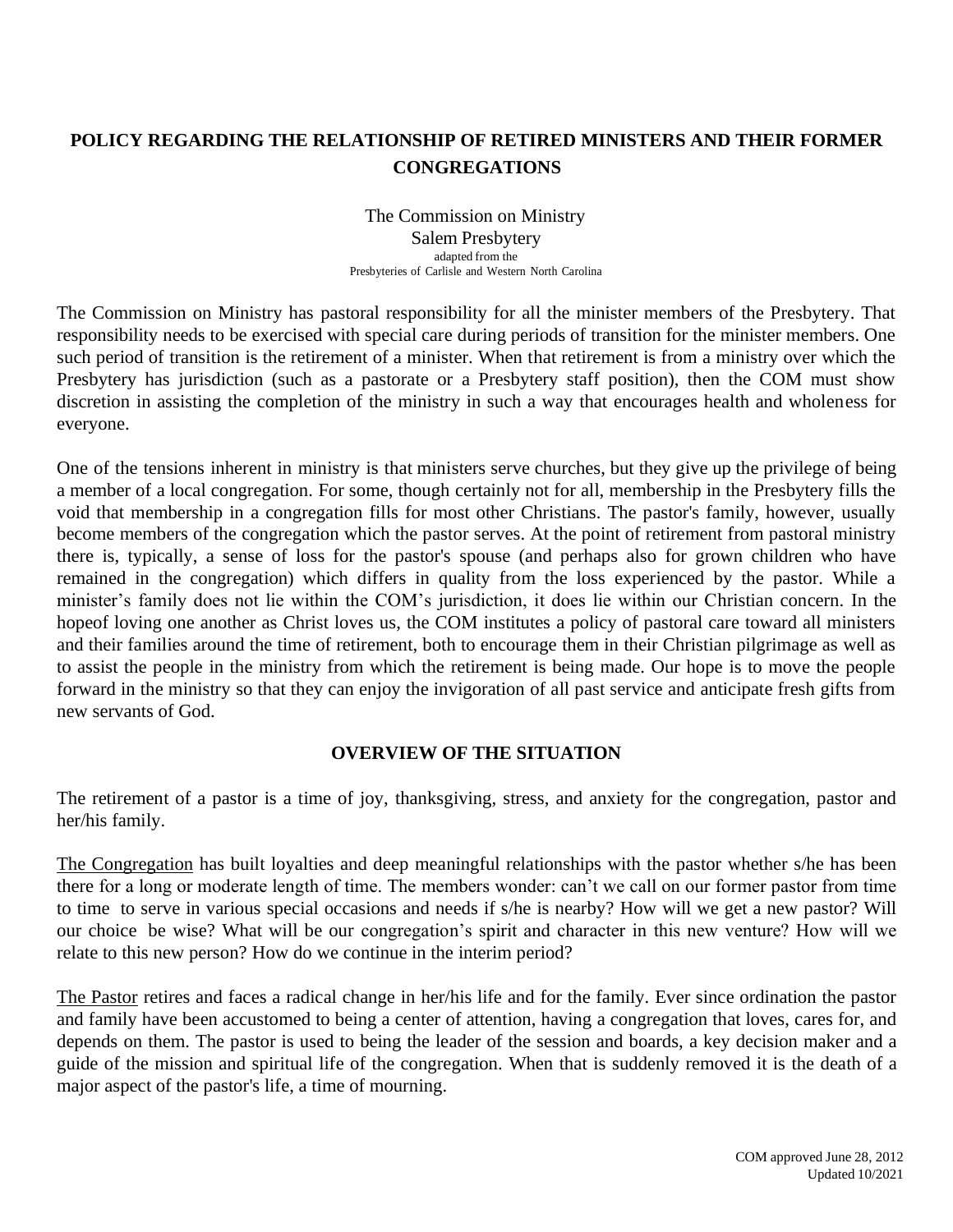# POLICY REGARDING THE RELATIONSHIP OF RETIRED MINISTERS AND THEIR FORMER CONGREGATIONS

The Commission on Ministry
Salem Presbytery
adapted from the
Presbyteries of Carlisle and Western North Carolina

The Commission on Ministry has pastoral responsibility for all the minister members of the Presbytery. That responsibility needs to be exercised with special care during periods of transition for the minister members. One such period of transition is the retirement of a minister. When that retirement is from a ministry over which the Presbytery has jurisdiction (such as a pastorate or a Presbytery staff position), then the COM must show discretion in assisting the completion of the ministry in such a way that encourages health and wholeness for everyone.

One of the tensions inherent in ministry is that ministers serve churches, but they give up the privilege of being a member of a local congregation. For some, though certainly not for all, membership in the Presbytery fills the void that membership in a congregation fills for most other Christians. The pastor's family, however, usually become members of the congregation which the pastor serves. At the point of retirement from pastoral ministry there is, typically, a sense of loss for the pastor's spouse (and perhaps also for grown children who have remained in the congregation) which differs in quality from the loss experienced by the pastor. While a minister's family does not lie within the COM's jurisdiction, it does lie within our Christian concern. In the hopeof loving one another as Christ loves us, the COM institutes a policy of pastoral care toward all ministers and their families around the time of retirement, both to encourage them in their Christian pilgrimage as well as to assist the people in the ministry from which the retirement is being made. Our hope is to move the people forward in the ministry so that they can enjoy the invigoration of all past service and anticipate fresh gifts from new servants of God.

## OVERVIEW OF THE SITUATION

The retirement of a pastor is a time of joy, thanksgiving, stress, and anxiety for the congregation, pastor and her/his family.

The Congregation has built loyalties and deep meaningful relationships with the pastor whether s/he has been there for a long or moderate length of time. The members wonder: can't we call on our former pastor from time to time to serve in various special occasions and needs if s/he is nearby? How will we get a new pastor? Will our choice be wise? What will be our congregation's spirit and character in this new venture? How will we relate to this new person? How do we continue in the interim period?

The Pastor retires and faces a radical change in her/his life and for the family. Ever since ordination the pastor and family have been accustomed to being a center of attention, having a congregation that loves, cares for, and depends on them. The pastor is used to being the leader of the session and boards, a key decision maker and a guide of the mission and spiritual life of the congregation. When that is suddenly removed it is the death of a major aspect of the pastor's life, a time of mourning.

COM approved June 28, 2012
Updated 10/2021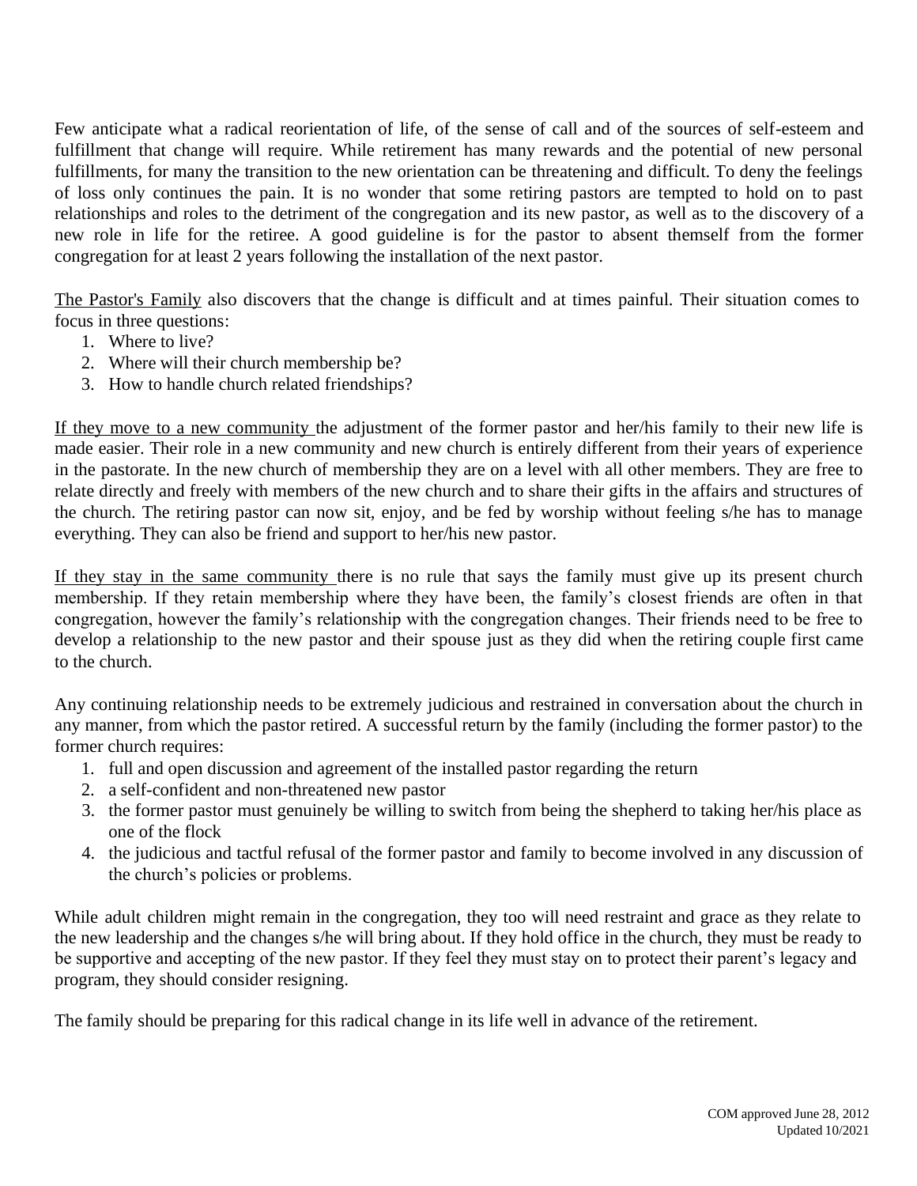Few anticipate what a radical reorientation of life, of the sense of call and of the sources of self-esteem and fulfillment that change will require. While retirement has many rewards and the potential of new personal fulfillments, for many the transition to the new orientation can be threatening and difficult. To deny the feelings of loss only continues the pain. It is no wonder that some retiring pastors are tempted to hold on to past relationships and roles to the detriment of the congregation and its new pastor, as well as to the discovery of a new role in life for the retiree. A good guideline is for the pastor to absent themself from the former congregation for at least 2 years following the installation of the next pastor.

<u>The Pastor's Family</u> also discovers that the change is difficult and at times painful. Their situation comes to focus in three questions:

1. Where to live?
2. Where will their church membership be?
3. How to handle church related friendships?

<u>If they move to a new community</u> the adjustment of the former pastor and her/his family to their new life is made easier. Their role in a new community and new church is entirely different from their years of experience in the pastorate. In the new church of membership they are on a level with all other members. They are free to relate directly and freely with members of the new church and to share their gifts in the affairs and structures of the church. The retiring pastor can now sit, enjoy, and be fed by worship without feeling s/he has to manage everything. They can also be friend and support to her/his new pastor.

<u>If they stay in the same community</u> there is no rule that says the family must give up its present church membership. If they retain membership where they have been, the family's closest friends are often in that congregation, however the family's relationship with the congregation changes. Their friends need to be free to develop a relationship to the new pastor and their spouse just as they did when the retiring couple first came to the church.

Any continuing relationship needs to be extremely judicious and restrained in conversation about the church in any manner, from which the pastor retired. A successful return by the family (including the former pastor) to the former church requires:

1. full and open discussion and agreement of the installed pastor regarding the return
2. a self-confident and non-threatened new pastor
3. the former pastor must genuinely be willing to switch from being the shepherd to taking her/his place as one of the flock
4. the judicious and tactful refusal of the former pastor and family to become involved in any discussion of the church's policies or problems.

While adult children might remain in the congregation, they too will need restraint and grace as they relate to the new leadership and the changes s/he will bring about. If they hold office in the church, they must be ready to be supportive and accepting of the new pastor. If they feel they must stay on to protect their parent's legacy and program, they should consider resigning.

The family should be preparing for this radical change in its life well in advance of the retirement.

COM approved June 28, 2012
Updated 10/2021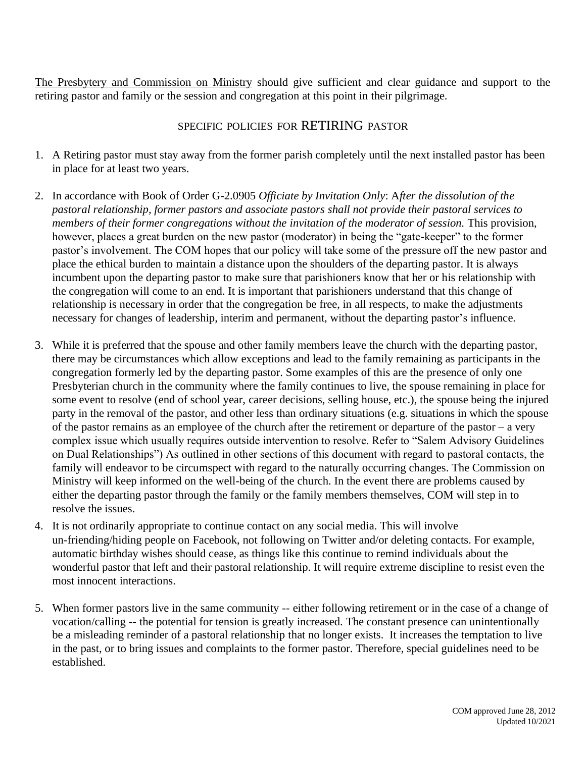<u>The Presbytery and Commission on Ministry</u> should give sufficient and clear guidance and support to the retiring pastor and family or the session and congregation at this point in their pilgrimage.

## SPECIFIC POLICIES FOR RETIRING PASTOR

1. A Retiring pastor must stay away from the former parish completely until the next installed pastor has been in place for at least two years.

2. In accordance with Book of Order G-2.0905 *Officiate by Invitation Only*: A*fter the dissolution of the pastoral relationship, former pastors and associate pastors shall not provide their pastoral services to members of their former congregations without the invitation of the moderator of session.* This provision, however, places a great burden on the new pastor (moderator) in being the "gate-keeper" to the former pastor's involvement. The COM hopes that our policy will take some of the pressure off the new pastor and place the ethical burden to maintain a distance upon the shoulders of the departing pastor. It is always incumbent upon the departing pastor to make sure that parishioners know that her or his relationship with the congregation will come to an end. It is important that parishioners understand that this change of relationship is necessary in order that the congregation be free, in all respects, to make the adjustments necessary for changes of leadership, interim and permanent, without the departing pastor's influence.

3. While it is preferred that the spouse and other family members leave the church with the departing pastor, there may be circumstances which allow exceptions and lead to the family remaining as participants in the congregation formerly led by the departing pastor. Some examples of this are the presence of only one Presbyterian church in the community where the family continues to live, the spouse remaining in place for some event to resolve (end of school year, career decisions, selling house, etc.), the spouse being the injured party in the removal of the pastor, and other less than ordinary situations (e.g. situations in which the spouse of the pastor remains as an employee of the church after the retirement or departure of the pastor – a very complex issue which usually requires outside intervention to resolve. Refer to "Salem Advisory Guidelines on Dual Relationships") As outlined in other sections of this document with regard to pastoral contacts, the family will endeavor to be circumspect with regard to the naturally occurring changes. The Commission on Ministry will keep informed on the well-being of the church. In the event there are problems caused by either the departing pastor through the family or the family members themselves, COM will step in to resolve the issues.

4. It is not ordinarily appropriate to continue contact on any social media. This will involve un-friending/hiding people on Facebook, not following on Twitter and/or deleting contacts. For example, automatic birthday wishes should cease, as things like this continue to remind individuals about the wonderful pastor that left and their pastoral relationship. It will require extreme discipline to resist even the most innocent interactions.

5. When former pastors live in the same community -- either following retirement or in the case of a change of vocation/calling -- the potential for tension is greatly increased. The constant presence can unintentionally be a misleading reminder of a pastoral relationship that no longer exists. It increases the temptation to live in the past, or to bring issues and complaints to the former pastor. Therefore, special guidelines need to be established.

COM approved June 28, 2012
Updated 10/2021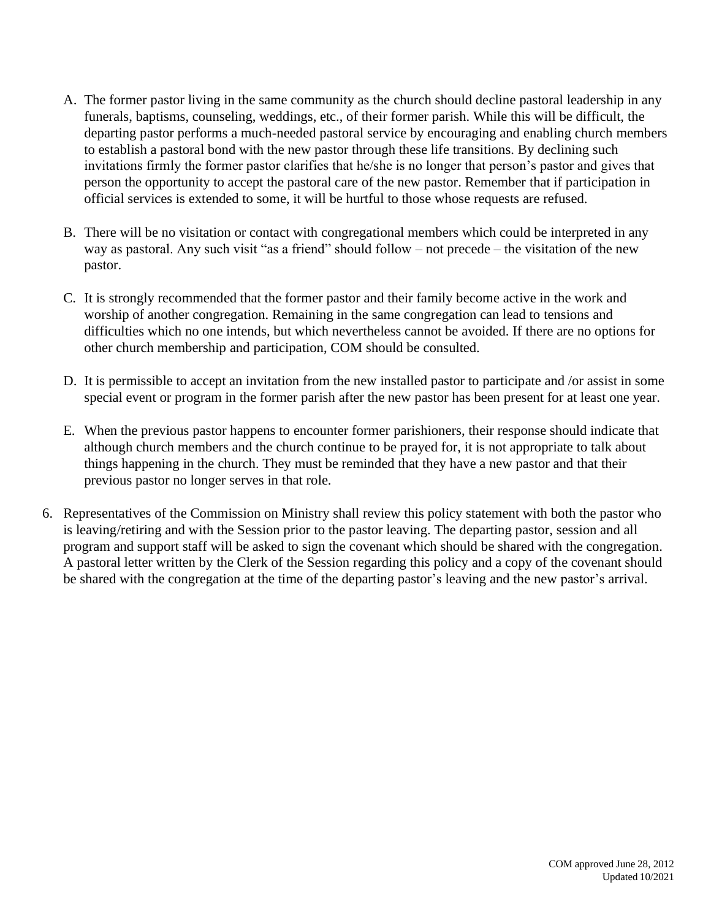A. The former pastor living in the same community as the church should decline pastoral leadership in any funerals, baptisms, counseling, weddings, etc., of their former parish. While this will be difficult, the departing pastor performs a much-needed pastoral service by encouraging and enabling church members to establish a pastoral bond with the new pastor through these life transitions. By declining such invitations firmly the former pastor clarifies that he/she is no longer that person's pastor and gives that person the opportunity to accept the pastoral care of the new pastor. Remember that if participation in official services is extended to some, it will be hurtful to those whose requests are refused.

B. There will be no visitation or contact with congregational members which could be interpreted in any way as pastoral. Any such visit "as a friend" should follow – not precede – the visitation of the new pastor.

C. It is strongly recommended that the former pastor and their family become active in the work and worship of another congregation. Remaining in the same congregation can lead to tensions and difficulties which no one intends, but which nevertheless cannot be avoided. If there are no options for other church membership and participation, COM should be consulted.

D. It is permissible to accept an invitation from the new installed pastor to participate and /or assist in some special event or program in the former parish after the new pastor has been present for at least one year.

E. When the previous pastor happens to encounter former parishioners, their response should indicate that although church members and the church continue to be prayed for, it is not appropriate to talk about things happening in the church. They must be reminded that they have a new pastor and that their previous pastor no longer serves in that role.

6. Representatives of the Commission on Ministry shall review this policy statement with both the pastor who is leaving/retiring and with the Session prior to the pastor leaving. The departing pastor, session and all program and support staff will be asked to sign the covenant which should be shared with the congregation. A pastoral letter written by the Clerk of the Session regarding this policy and a copy of the covenant should be shared with the congregation at the time of the departing pastor's leaving and the new pastor's arrival.

COM approved June 28, 2012
Updated 10/2021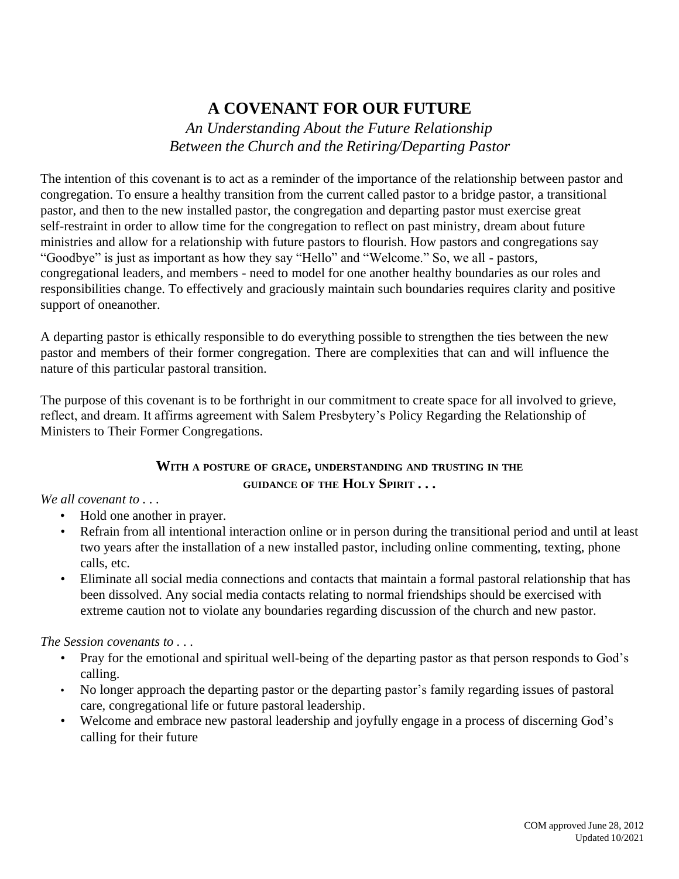# A COVENANT FOR OUR FUTURE

*An Understanding About the Future Relationship Between the Church and the Retiring/Departing Pastor*

The intention of this covenant is to act as a reminder of the importance of the relationship between pastor and congregation. To ensure a healthy transition from the current called pastor to a bridge pastor, a transitional pastor, and then to the new installed pastor, the congregation and departing pastor must exercise great self-restraint in order to allow time for the congregation to reflect on past ministry, dream about future ministries and allow for a relationship with future pastors to flourish. How pastors and congregations say "Goodbye" is just as important as how they say "Hello" and "Welcome." So, we all - pastors, congregational leaders, and members - need to model for one another healthy boundaries as our roles and responsibilities change. To effectively and graciously maintain such boundaries requires clarity and positive support of oneanother.

A departing pastor is ethically responsible to do everything possible to strengthen the ties between the new pastor and members of their former congregation. There are complexities that can and will influence the nature of this particular pastoral transition.

The purpose of this covenant is to be forthright in our commitment to create space for all involved to grieve, reflect, and dream. It affirms agreement with Salem Presbytery's Policy Regarding the Relationship of Ministers to Their Former Congregations.

**WITH A POSTURE OF GRACE, UNDERSTANDING AND TRUSTING IN THE GUIDANCE OF THE HOLY SPIRIT . . .**

*We all covenant to . . .*

- Hold one another in prayer.
- Refrain from all intentional interaction online or in person during the transitional period and until at least two years after the installation of a new installed pastor, including online commenting, texting, phone calls, etc.
- Eliminate all social media connections and contacts that maintain a formal pastoral relationship that has been dissolved. Any social media contacts relating to normal friendships should be exercised with extreme caution not to violate any boundaries regarding discussion of the church and new pastor.

*The Session covenants to . . .*

- Pray for the emotional and spiritual well-being of the departing pastor as that person responds to God's calling.
- No longer approach the departing pastor or the departing pastor's family regarding issues of pastoral care, congregational life or future pastoral leadership.
- Welcome and embrace new pastoral leadership and joyfully engage in a process of discerning God's calling for their future

COM approved June 28, 2012
Updated 10/2021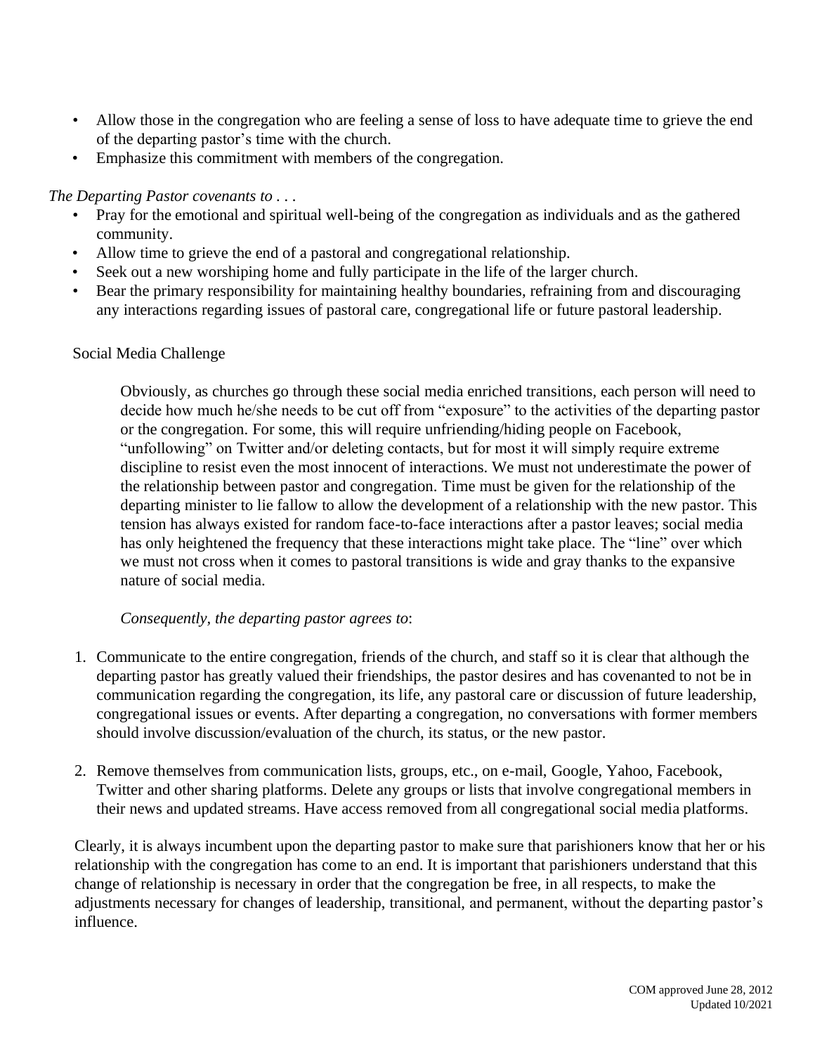- Allow those in the congregation who are feeling a sense of loss to have adequate time to grieve the end of the departing pastor's time with the church.
- Emphasize this commitment with members of the congregation.

*The Departing Pastor covenants to . . .*

- Pray for the emotional and spiritual well-being of the congregation as individuals and as the gathered community.
- Allow time to grieve the end of a pastoral and congregational relationship.
- Seek out a new worshiping home and fully participate in the life of the larger church.
- Bear the primary responsibility for maintaining healthy boundaries, refraining from and discouraging any interactions regarding issues of pastoral care, congregational life or future pastoral leadership.

Social Media Challenge

Obviously, as churches go through these social media enriched transitions, each person will need to decide how much he/she needs to be cut off from "exposure" to the activities of the departing pastor or the congregation. For some, this will require unfriending/hiding people on Facebook, "unfollowing" on Twitter and/or deleting contacts, but for most it will simply require extreme discipline to resist even the most innocent of interactions. We must not underestimate the power of the relationship between pastor and congregation. Time must be given for the relationship of the departing minister to lie fallow to allow the development of a relationship with the new pastor. This tension has always existed for random face-to-face interactions after a pastor leaves; social media has only heightened the frequency that these interactions might take place. The "line" over which we must not cross when it comes to pastoral transitions is wide and gray thanks to the expansive nature of social media.

*Consequently, the departing pastor agrees to*:

1. Communicate to the entire congregation, friends of the church, and staff so it is clear that although the departing pastor has greatly valued their friendships, the pastor desires and has covenanted to not be in communication regarding the congregation, its life, any pastoral care or discussion of future leadership, congregational issues or events. After departing a congregation, no conversations with former members should involve discussion/evaluation of the church, its status, or the new pastor.

2. Remove themselves from communication lists, groups, etc., on e-mail, Google, Yahoo, Facebook, Twitter and other sharing platforms. Delete any groups or lists that involve congregational members in their news and updated streams. Have access removed from all congregational social media platforms.

Clearly, it is always incumbent upon the departing pastor to make sure that parishioners know that her or his relationship with the congregation has come to an end. It is important that parishioners understand that this change of relationship is necessary in order that the congregation be free, in all respects, to make the adjustments necessary for changes of leadership, transitional, and permanent, without the departing pastor's influence.

COM approved June 28, 2012
Updated 10/2021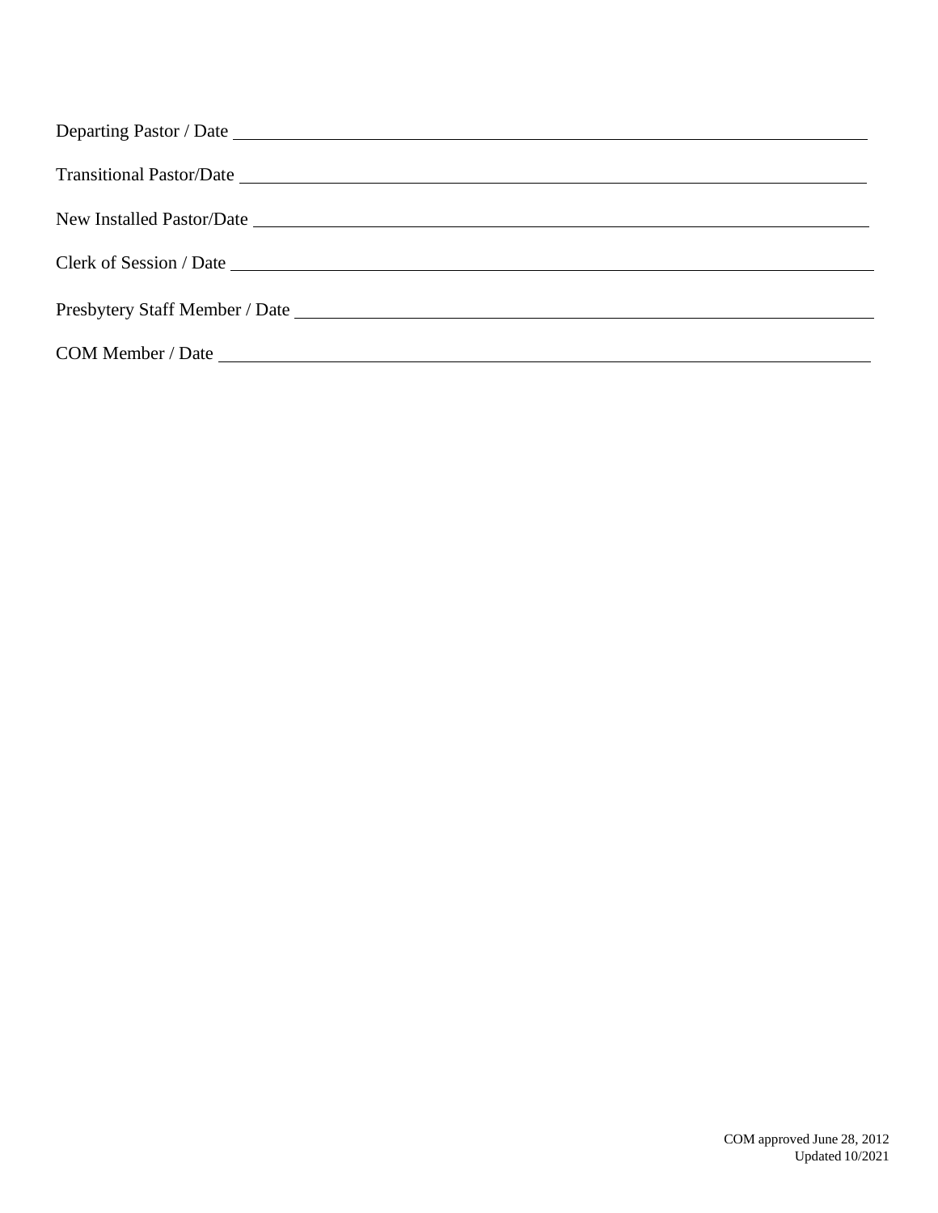Departing Pastor / Date ______________________________________________

Transitional Pastor/Date ______________________________________________

New Installed Pastor/Date ______________________________________________

Clerk of Session / Date ______________________________________________

Presbytery Staff Member / Date ______________________________________________

COM Member / Date ______________________________________________

COM approved June 28, 2012
Updated 10/2021